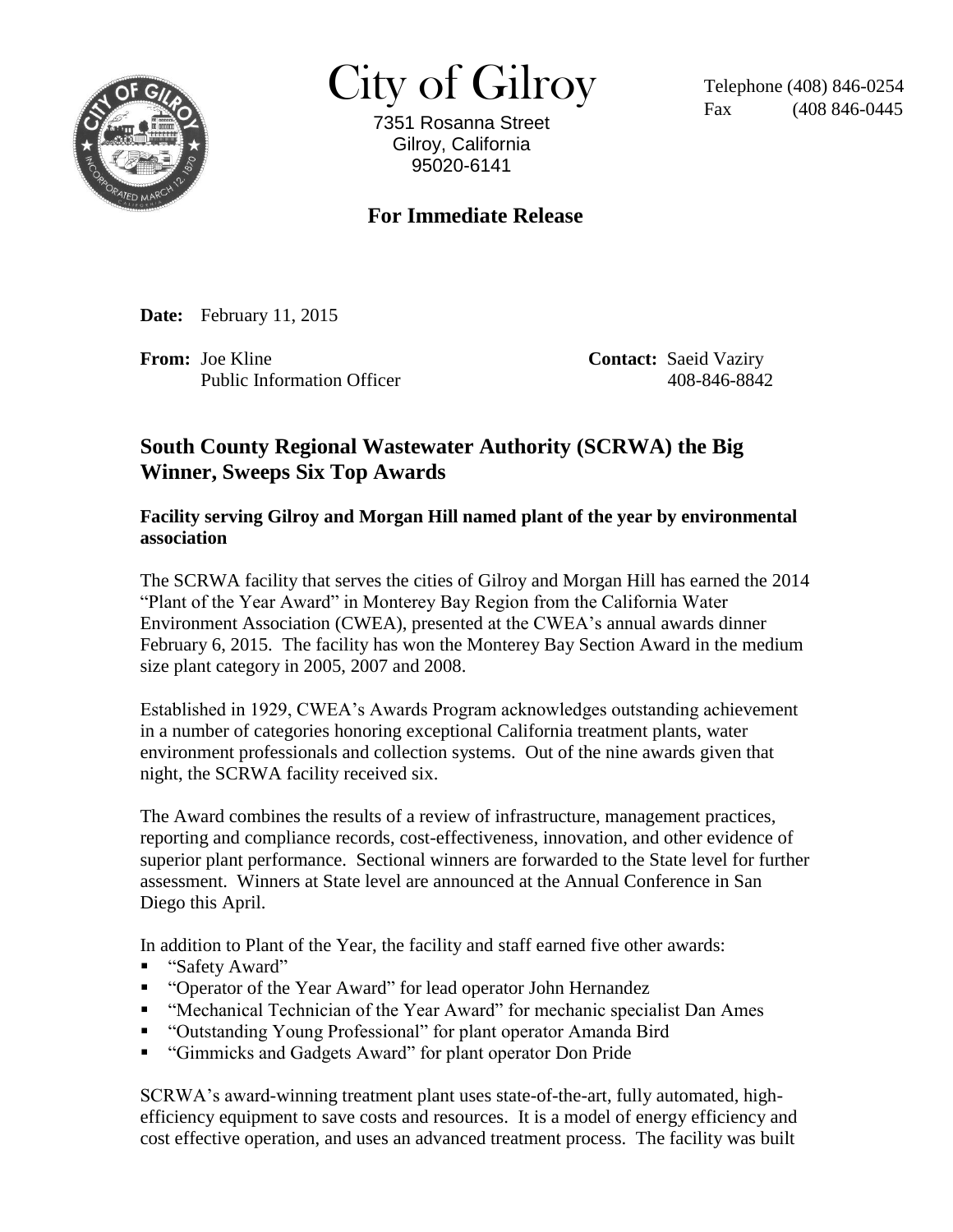# City of Gilroy

7351 Rosanna Street
Gilroy, California
95020-6141

Telephone (408) 846-0254
Fax (408 846-0445

**For Immediate Release**

**Date:** February 11, 2015

**From:** Joe Kline
Public Information Officer

**Contact:** Saeid Vaziry
408-846-8842

## South County Regional Wastewater Authority (SCRWA) the Big Winner, Sweeps Six Top Awards

### Facility serving Gilroy and Morgan Hill named plant of the year by environmental association

The SCRWA facility that serves the cities of Gilroy and Morgan Hill has earned the 2014 "Plant of the Year Award" in Monterey Bay Region from the California Water Environment Association (CWEA), presented at the CWEA's annual awards dinner February 6, 2015. The facility has won the Monterey Bay Section Award in the medium size plant category in 2005, 2007 and 2008.

Established in 1929, CWEA's Awards Program acknowledges outstanding achievement in a number of categories honoring exceptional California treatment plants, water environment professionals and collection systems. Out of the nine awards given that night, the SCRWA facility received six.

The Award combines the results of a review of infrastructure, management practices, reporting and compliance records, cost-effectiveness, innovation, and other evidence of superior plant performance. Sectional winners are forwarded to the State level for further assessment. Winners at State level are announced at the Annual Conference in San Diego this April.

In addition to Plant of the Year, the facility and staff earned five other awards:

- "Safety Award"
- "Operator of the Year Award" for lead operator John Hernandez
- "Mechanical Technician of the Year Award" for mechanic specialist Dan Ames
- "Outstanding Young Professional" for plant operator Amanda Bird
- "Gimmicks and Gadgets Award" for plant operator Don Pride

SCRWA's award-winning treatment plant uses state-of-the-art, fully automated, high-efficiency equipment to save costs and resources. It is a model of energy efficiency and cost effective operation, and uses an advanced treatment process. The facility was built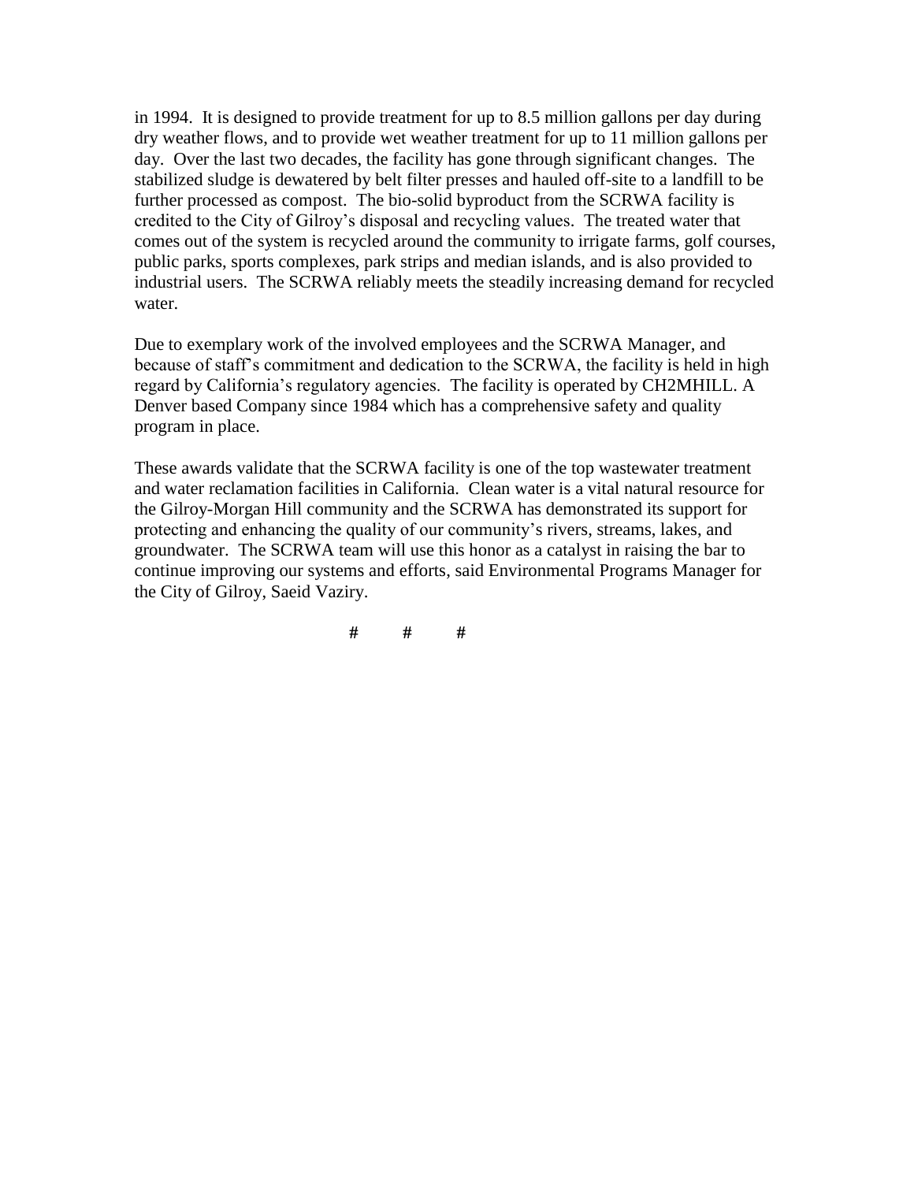in 1994. It is designed to provide treatment for up to 8.5 million gallons per day during dry weather flows, and to provide wet weather treatment for up to 11 million gallons per day. Over the last two decades, the facility has gone through significant changes. The stabilized sludge is dewatered by belt filter presses and hauled off-site to a landfill to be further processed as compost. The bio-solid byproduct from the SCRWA facility is credited to the City of Gilroy's disposal and recycling values. The treated water that comes out of the system is recycled around the community to irrigate farms, golf courses, public parks, sports complexes, park strips and median islands, and is also provided to industrial users. The SCRWA reliably meets the steadily increasing demand for recycled water.

Due to exemplary work of the involved employees and the SCRWA Manager, and because of staff's commitment and dedication to the SCRWA, the facility is held in high regard by California's regulatory agencies. The facility is operated by CH2MHILL. A Denver based Company since 1984 which has a comprehensive safety and quality program in place.

These awards validate that the SCRWA facility is one of the top wastewater treatment and water reclamation facilities in California. Clean water is a vital natural resource for the Gilroy-Morgan Hill community and the SCRWA has demonstrated its support for protecting and enhancing the quality of our community's rivers, streams, lakes, and groundwater. The SCRWA team will use this honor as a catalyst in raising the bar to continue improving our systems and efforts, said Environmental Programs Manager for the City of Gilroy, Saeid Vaziry.

# # #